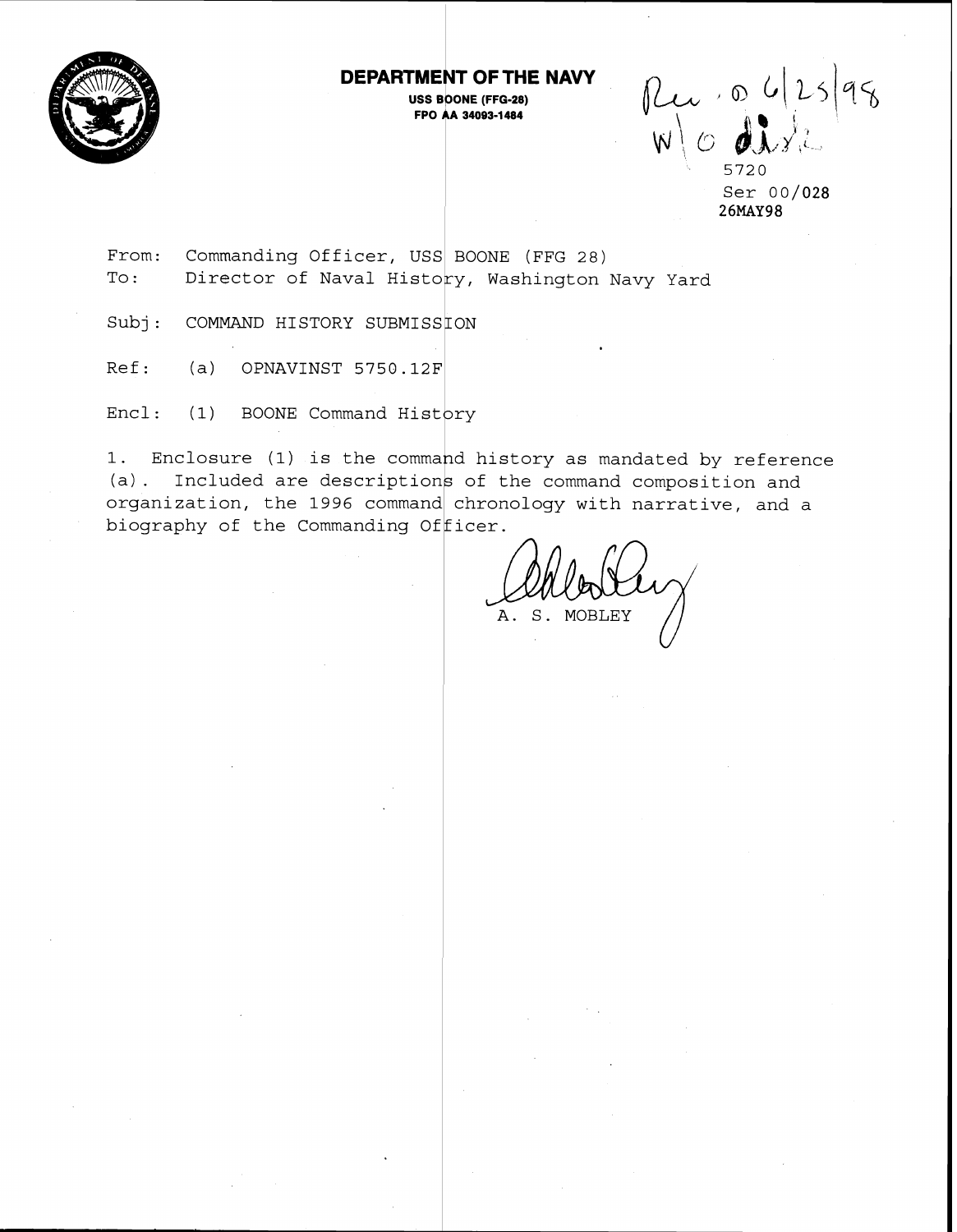**DEPARTMENT OF THE NAVY**
**USS BOONE (FFG-28)**
**FPO AA 34093-1484**

Rec. 06/25/98
W/O dis.

5720
Ser 00/028
26MAY98

From: Commanding Officer, USS BOONE (FFG 28)
To: Director of Naval History, Washington Navy Yard

Subj: COMMAND HISTORY SUBMISSION

Ref: (a) OPNAVINST 5750.12F

Encl: (1) BOONE Command History

1. Enclosure (1) is the command history as mandated by reference (a). Included are descriptions of the command composition and organization, the 1996 command chronology with narrative, and a biography of the Commanding Officer.

A. S. MOBLEY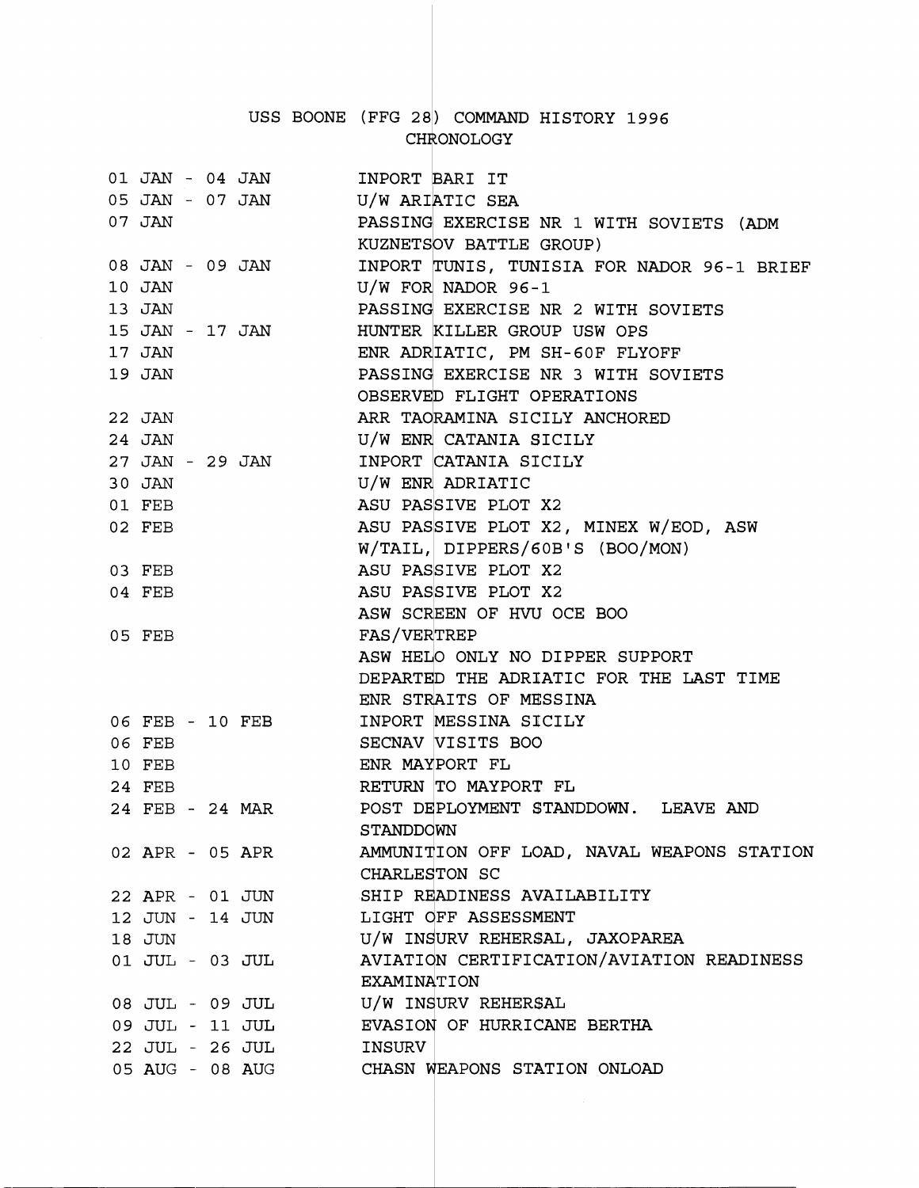# USS BOONE (FFG 28) COMMAND HISTORY 1996

## CHRONOLOGY

| | |
|---|---|
| 01 JAN - 04 JAN | INPORT BARI IT |
| 05 JAN - 07 JAN | U/W ARIATIC SEA |
| 07 JAN | PASSING EXERCISE NR 1 WITH SOVIETS (ADM KUZNETSOV BATTLE GROUP) |
| 08 JAN - 09 JAN | INPORT TUNIS, TUNISIA FOR NADOR 96-1 BRIEF |
| 10 JAN | U/W FOR NADOR 96-1 |
| 13 JAN | PASSING EXERCISE NR 2 WITH SOVIETS |
| 15 JAN - 17 JAN | HUNTER KILLER GROUP USW OPS |
| 17 JAN | ENR ADRIATIC, PM SH-60F FLYOFF |
| 19 JAN | PASSING EXERCISE NR 3 WITH SOVIETS OBSERVED FLIGHT OPERATIONS |
| 22 JAN | ARR TAORAMINA SICILY ANCHORED |
| 24 JAN | U/W ENR CATANIA SICILY |
| 27 JAN - 29 JAN | INPORT CATANIA SICILY |
| 30 JAN | U/W ENR ADRIATIC |
| 01 FEB | ASU PASSIVE PLOT X2 |
| 02 FEB | ASU PASSIVE PLOT X2, MINEX W/EOD, ASW W/TAIL, DIPPERS/60B'S (BOO/MON) |
| 03 FEB | ASU PASSIVE PLOT X2 |
| 04 FEB | ASU PASSIVE PLOT X2<br>ASW SCREEN OF HVU OCE BOO |
| 05 FEB | FAS/VERTREP<br>ASW HELO ONLY NO DIPPER SUPPORT<br>DEPARTED THE ADRIATIC FOR THE LAST TIME<br>ENR STRAITS OF MESSINA |
| 06 FEB - 10 FEB | INPORT MESSINA SICILY |
| 06 FEB | SECNAV VISITS BOO |
| 10 FEB | ENR MAYPORT FL |
| 24 FEB | RETURN TO MAYPORT FL |
| 24 FEB - 24 MAR | POST DEPLOYMENT STANDDOWN. LEAVE AND STANDDOWN |
| 02 APR - 05 APR | AMMUNITION OFF LOAD, NAVAL WEAPONS STATION CHARLESTON SC |
| 22 APR - 01 JUN | SHIP READINESS AVAILABILITY |
| 12 JUN - 14 JUN | LIGHT OFF ASSESSMENT |
| 18 JUN | U/W INSURV REHERSAL, JAXOPAREA |
| 01 JUL - 03 JUL | AVIATION CERTIFICATION/AVIATION READINESS EXAMINATION |
| 08 JUL - 09 JUL | U/W INSURV REHERSAL |
| 09 JUL - 11 JUL | EVASION OF HURRICANE BERTHA |
| 22 JUL - 26 JUL | INSURV |
| 05 AUG - 08 AUG | CHASN WEAPONS STATION ONLOAD |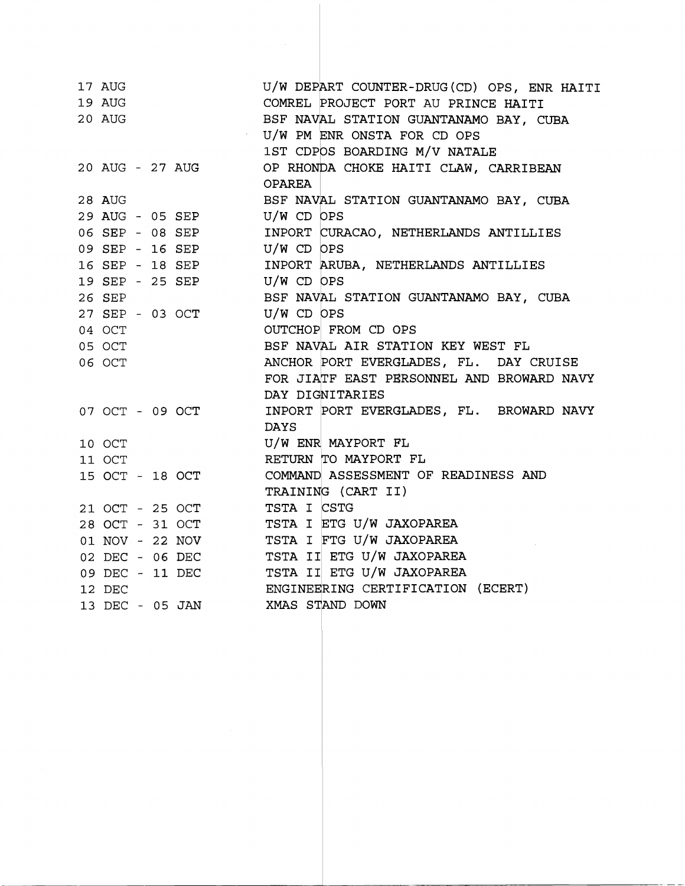| | |
|---|---|
| 17 AUG | U/W DEPART COUNTER-DRUG(CD) OPS, ENR HAITI |
| 19 AUG | COMREL PROJECT PORT AU PRINCE HAITI |
| 20 AUG | BSF NAVAL STATION GUANTANAMO BAY, CUBA<br>U/W PM ENR ONSTA FOR CD OPS<br>1ST CDPOS BOARDING M/V NATALE |
| 20 AUG - 27 AUG | OP RHONDA CHOKE HAITI CLAW, CARRIBEAN OPAREA |
| 28 AUG | BSF NAVAL STATION GUANTANAMO BAY, CUBA |
| 29 AUG - 05 SEP | U/W CD OPS |
| 06 SEP - 08 SEP | INPORT CURACAO, NETHERLANDS ANTILLIES |
| 09 SEP - 16 SEP | U/W CD OPS |
| 16 SEP - 18 SEP | INPORT ARUBA, NETHERLANDS ANTILLIES |
| 19 SEP - 25 SEP | U/W CD OPS |
| 26 SEP | BSF NAVAL STATION GUANTANAMO BAY, CUBA |
| 27 SEP - 03 OCT | U/W CD OPS |
| 04 OCT | OUTCHOP FROM CD OPS |
| 05 OCT | BSF NAVAL AIR STATION KEY WEST FL |
| 06 OCT | ANCHOR PORT EVERGLADES, FL. DAY CRUISE FOR JIATF EAST PERSONNEL AND BROWARD NAVY DAY DIGNITARIES |
| 07 OCT - 09 OCT | INPORT PORT EVERGLADES, FL. BROWARD NAVY DAYS |
| 10 OCT | U/W ENR MAYPORT FL |
| 11 OCT | RETURN TO MAYPORT FL |
| 15 OCT - 18 OCT | COMMAND ASSESSMENT OF READINESS AND TRAINING (CART II) |
| 21 OCT - 25 OCT | TSTA I CSTG |
| 28 OCT - 31 OCT | TSTA I ETG U/W JAXOPAREA |
| 01 NOV - 22 NOV | TSTA I FTG U/W JAXOPAREA |
| 02 DEC - 06 DEC | TSTA II ETG U/W JAXOPAREA |
| 09 DEC - 11 DEC | TSTA II ETG U/W JAXOPAREA |
| 12 DEC | ENGINEERING CERTIFICATION (ECERT) |
| 13 DEC - 05 JAN | XMAS STAND DOWN |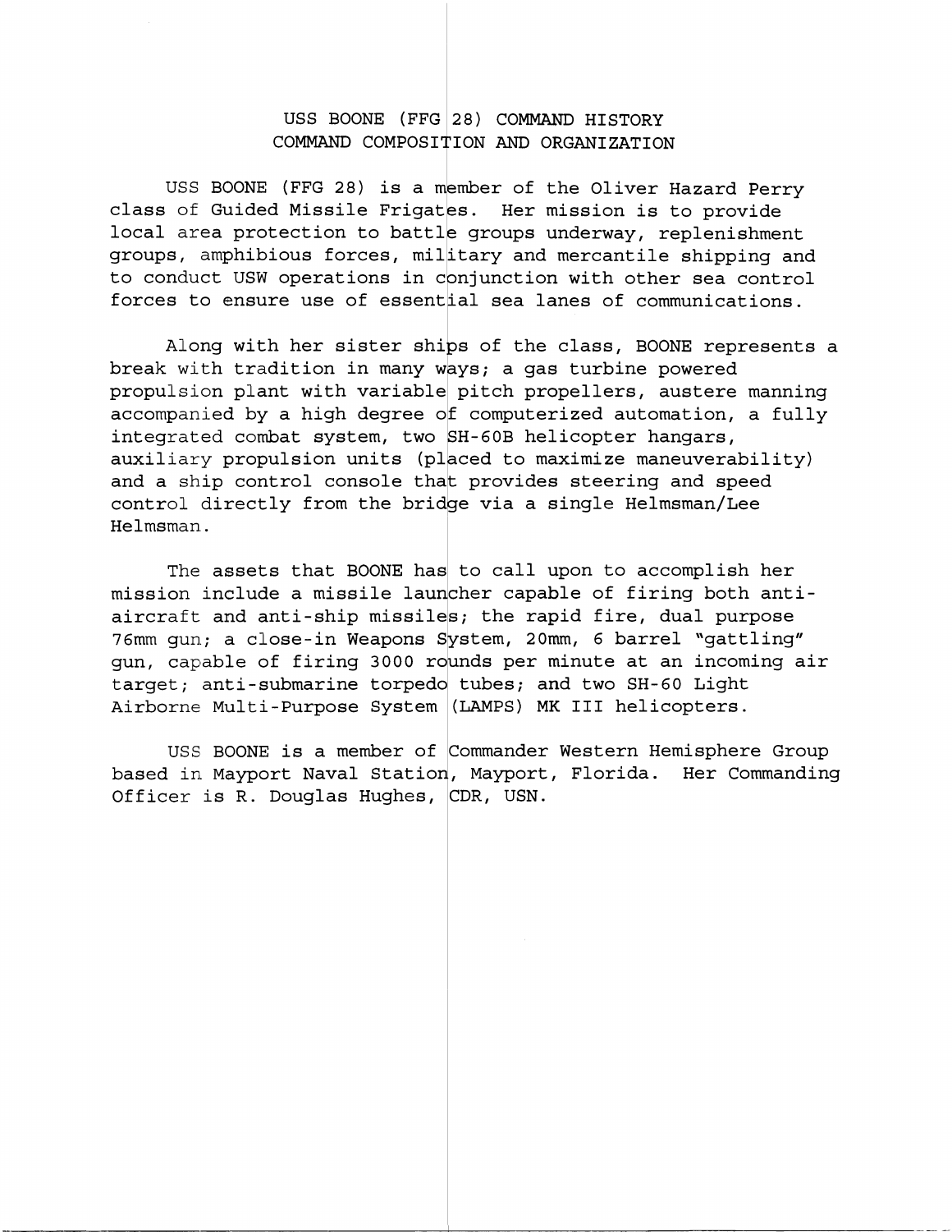# USS BOONE (FFG 28) COMMAND HISTORY
## COMMAND COMPOSITION AND ORGANIZATION

USS BOONE (FFG 28) is a member of the Oliver Hazard Perry class of Guided Missile Frigates. Her mission is to provide local area protection to battle groups underway, replenishment groups, amphibious forces, military and mercantile shipping and to conduct USW operations in conjunction with other sea control forces to ensure use of essential sea lanes of communications.

Along with her sister ships of the class, BOONE represents a break with tradition in many ways; a gas turbine powered propulsion plant with variable pitch propellers, austere manning accompanied by a high degree of computerized automation, a fully integrated combat system, two SH-60B helicopter hangars, auxiliary propulsion units (placed to maximize maneuverability) and a ship control console that provides steering and speed control directly from the bridge via a single Helmsman/Lee Helmsman.

The assets that BOONE has to call upon to accomplish her mission include a missile launcher capable of firing both anti-aircraft and anti-ship missiles; the rapid fire, dual purpose 76mm gun; a close-in Weapons System, 20mm, 6 barrel "gattling" gun, capable of firing 3000 rounds per minute at an incoming air target; anti-submarine torpedo tubes; and two SH-60 Light Airborne Multi-Purpose System (LAMPS) MK III helicopters.

USS BOONE is a member of Commander Western Hemisphere Group based in Mayport Naval Station, Mayport, Florida. Her Commanding Officer is R. Douglas Hughes, CDR, USN.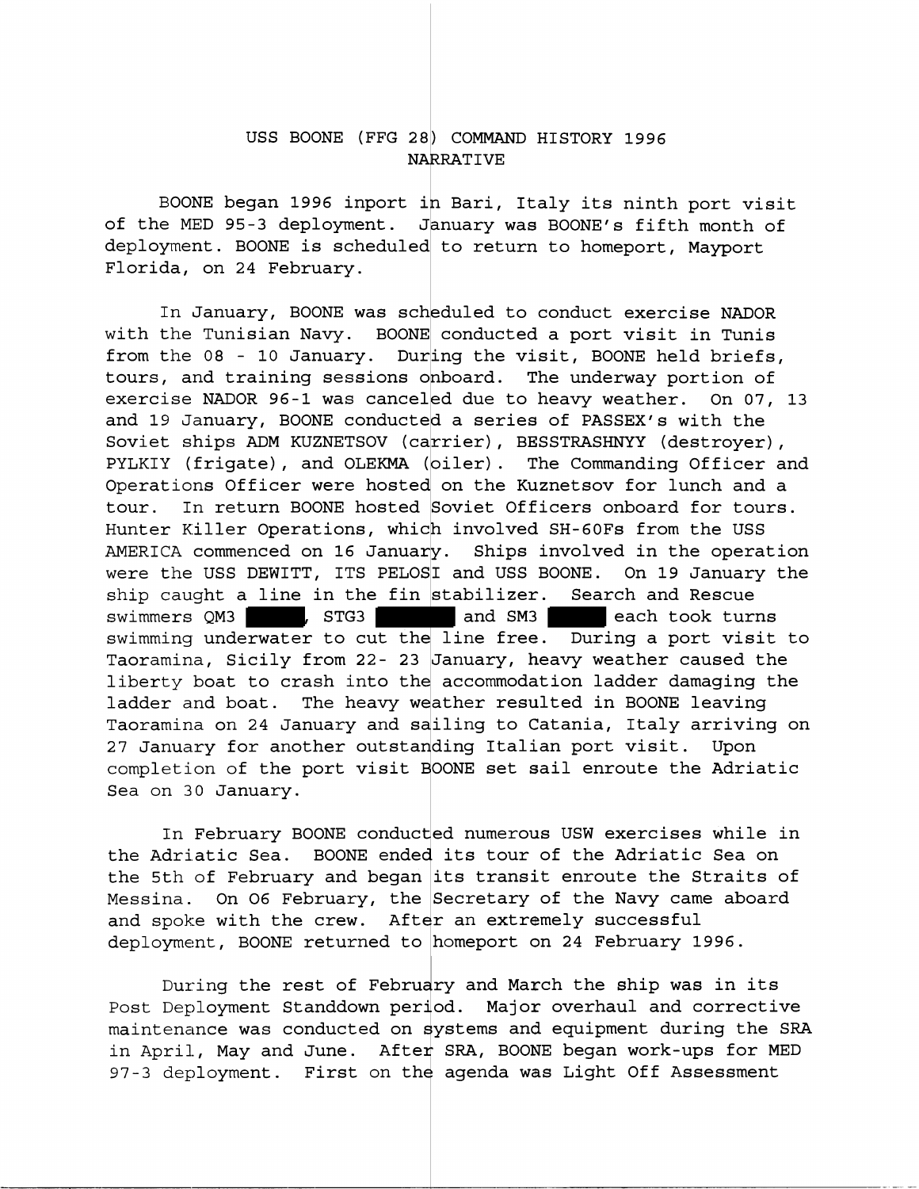# USS BOONE (FFG 28) COMMAND HISTORY 1996
## NARRATIVE

BOONE began 1996 inport in Bari, Italy its ninth port visit of the MED 95-3 deployment. January was BOONE's fifth month of deployment. BOONE is scheduled to return to homeport, Mayport Florida, on 24 February.

In January, BOONE was scheduled to conduct exercise NADOR with the Tunisian Navy. BOONE conducted a port visit in Tunis from the 08 - 10 January. During the visit, BOONE held briefs, tours, and training sessions onboard. The underway portion of exercise NADOR 96-1 was canceled due to heavy weather. On 07, 13 and 19 January, BOONE conducted a series of PASSEX's with the Soviet ships ADM KUZNETSOV (carrier), BESSTRASHNYY (destroyer), PYLKIY (frigate), and OLEKMA (oiler). The Commanding Officer and Operations Officer were hosted on the Kuznetsov for lunch and a tour. In return BOONE hosted Soviet Officers onboard for tours. Hunter Killer Operations, which involved SH-60Fs from the USS AMERICA commenced on 16 January. Ships involved in the operation were the USS DEWITT, ITS PELOSI and USS BOONE. On 19 January the ship caught a line in the fin stabilizer. Search and Rescue swimmers QM3 ████, STG3 ████ and SM3 ████ each took turns swimming underwater to cut the line free. During a port visit to Taoramina, Sicily from 22- 23 January, heavy weather caused the liberty boat to crash into the accommodation ladder damaging the ladder and boat. The heavy weather resulted in BOONE leaving Taoramina on 24 January and sailing to Catania, Italy arriving on 27 January for another outstanding Italian port visit. Upon completion of the port visit BOONE set sail enroute the Adriatic Sea on 30 January.

In February BOONE conducted numerous USW exercises while in the Adriatic Sea. BOONE ended its tour of the Adriatic Sea on the 5th of February and began its transit enroute the Straits of Messina. On 06 February, the Secretary of the Navy came aboard and spoke with the crew. After an extremely successful deployment, BOONE returned to homeport on 24 February 1996.

During the rest of February and March the ship was in its Post Deployment Standdown period. Major overhaul and corrective maintenance was conducted on systems and equipment during the SRA in April, May and June. After SRA, BOONE began work-ups for MED 97-3 deployment. First on the agenda was Light Off Assessment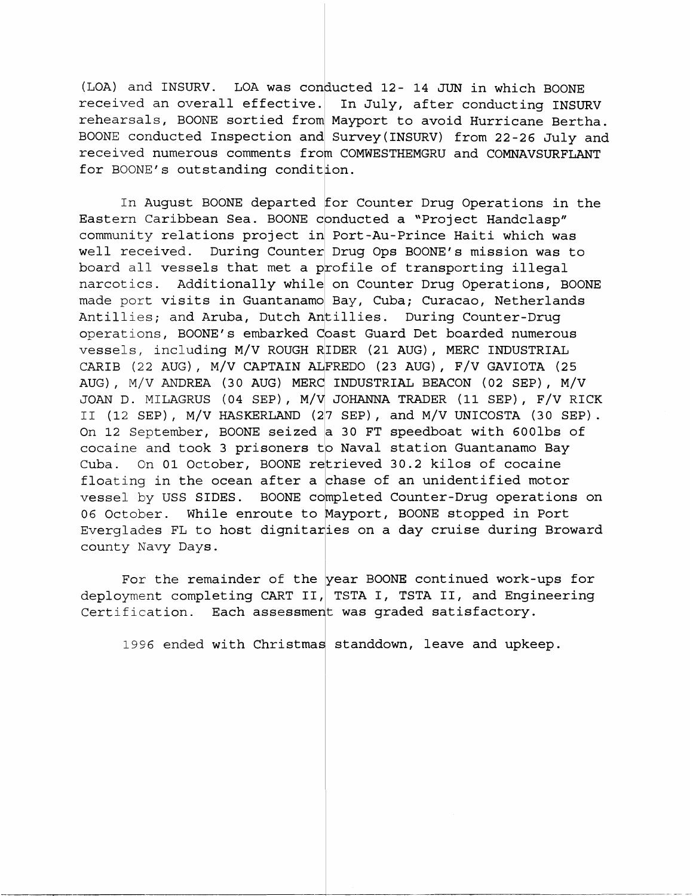(LOA) and INSURV. LOA was conducted 12- 14 JUN in which BOONE received an overall effective. In July, after conducting INSURV rehearsals, BOONE sortied from Mayport to avoid Hurricane Bertha. BOONE conducted Inspection and Survey(INSURV) from 22-26 July and received numerous comments from COMWESTHEMGRU and COMNAVSURFLANT for BOONE's outstanding condition.

In August BOONE departed for Counter Drug Operations in the Eastern Caribbean Sea. BOONE conducted a "Project Handclasp" community relations project in Port-Au-Prince Haiti which was well received. During Counter Drug Ops BOONE's mission was to board all vessels that met a profile of transporting illegal narcotics. Additionally while on Counter Drug Operations, BOONE made port visits in Guantanamo Bay, Cuba; Curacao, Netherlands Antillies; and Aruba, Dutch Antillies. During Counter-Drug operations, BOONE's embarked Coast Guard Det boarded numerous vessels, including M/V ROUGH RIDER (21 AUG), MERC INDUSTRIAL CARIB (22 AUG), M/V CAPTAIN ALFREDO (23 AUG), F/V GAVIOTA (25 AUG), M/V ANDREA (30 AUG) MERC INDUSTRIAL BEACON (02 SEP), M/V JOAN D. MILAGRUS (04 SEP), M/V JOHANNA TRADER (11 SEP), F/V RICK II (12 SEP), M/V HASKERLAND (27 SEP), and M/V UNICOSTA (30 SEP). On 12 September, BOONE seized a 30 FT speedboat with 600lbs of cocaine and took 3 prisoners to Naval station Guantanamo Bay Cuba. On 01 October, BOONE retrieved 30.2 kilos of cocaine floating in the ocean after a chase of an unidentified motor vessel by USS SIDES. BOONE completed Counter-Drug operations on 06 October. While enroute to Mayport, BOONE stopped in Port Everglades FL to host dignitaries on a day cruise during Broward county Navy Days.

For the remainder of the year BOONE continued work-ups for deployment completing CART II, TSTA I, TSTA II, and Engineering Certification. Each assessment was graded satisfactory.

1996 ended with Christmas standdown, leave and upkeep.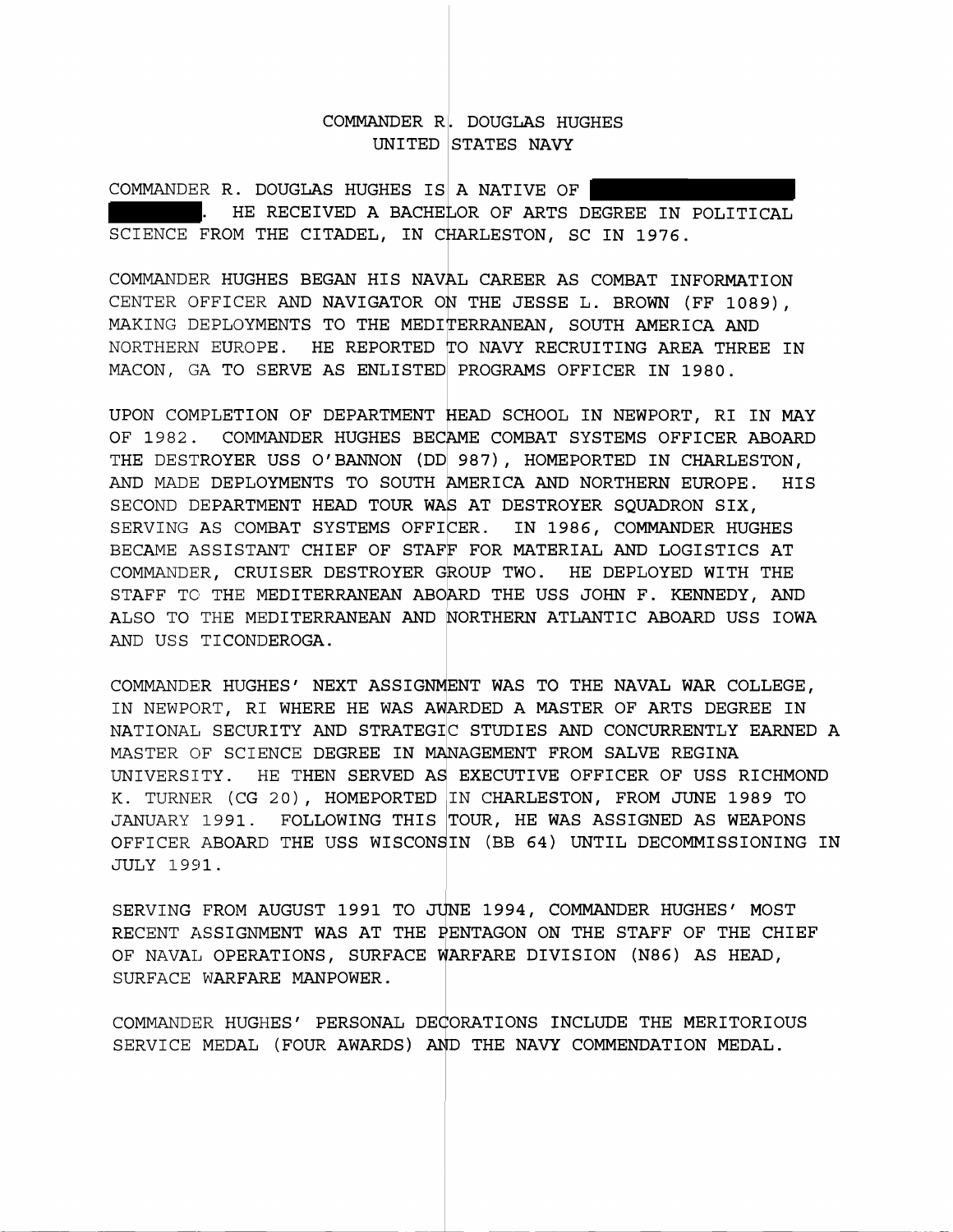# COMMANDER R. DOUGLAS HUGHES
## UNITED STATES NAVY

COMMANDER R. DOUGLAS HUGHES IS A NATIVE OF [REDACTED] [REDACTED]. HE RECEIVED A BACHELOR OF ARTS DEGREE IN POLITICAL SCIENCE FROM THE CITADEL, IN CHARLESTON, SC IN 1976.

COMMANDER HUGHES BEGAN HIS NAVAL CAREER AS COMBAT INFORMATION CENTER OFFICER AND NAVIGATOR ON THE JESSE L. BROWN (FF 1089), MAKING DEPLOYMENTS TO THE MEDITERRANEAN, SOUTH AMERICA AND NORTHERN EUROPE. HE REPORTED TO NAVY RECRUITING AREA THREE IN MACON, GA TO SERVE AS ENLISTED PROGRAMS OFFICER IN 1980.

UPON COMPLETION OF DEPARTMENT HEAD SCHOOL IN NEWPORT, RI IN MAY OF 1982. COMMANDER HUGHES BECAME COMBAT SYSTEMS OFFICER ABOARD THE DESTROYER USS O'BANNON (DD 987), HOMEPORTED IN CHARLESTON, AND MADE DEPLOYMENTS TO SOUTH AMERICA AND NORTHERN EUROPE. HIS SECOND DEPARTMENT HEAD TOUR WAS AT DESTROYER SQUADRON SIX, SERVING AS COMBAT SYSTEMS OFFICER. IN 1986, COMMANDER HUGHES BECAME ASSISTANT CHIEF OF STAFF FOR MATERIAL AND LOGISTICS AT COMMANDER, CRUISER DESTROYER GROUP TWO. HE DEPLOYED WITH THE STAFF TO THE MEDITERRANEAN ABOARD THE USS JOHN F. KENNEDY, AND ALSO TO THE MEDITERRANEAN AND NORTHERN ATLANTIC ABOARD USS IOWA AND USS TICONDEROGA.

COMMANDER HUGHES' NEXT ASSIGNMENT WAS TO THE NAVAL WAR COLLEGE, IN NEWPORT, RI WHERE HE WAS AWARDED A MASTER OF ARTS DEGREE IN NATIONAL SECURITY AND STRATEGIC STUDIES AND CONCURRENTLY EARNED A MASTER OF SCIENCE DEGREE IN MANAGEMENT FROM SALVE REGINA UNIVERSITY. HE THEN SERVED AS EXECUTIVE OFFICER OF USS RICHMOND K. TURNER (CG 20), HOMEPORTED IN CHARLESTON, FROM JUNE 1989 TO JANUARY 1991. FOLLOWING THIS TOUR, HE WAS ASSIGNED AS WEAPONS OFFICER ABOARD THE USS WISCONSIN (BB 64) UNTIL DECOMMISSIONING IN JULY 1991.

SERVING FROM AUGUST 1991 TO JUNE 1994, COMMANDER HUGHES' MOST RECENT ASSIGNMENT WAS AT THE PENTAGON ON THE STAFF OF THE CHIEF OF NAVAL OPERATIONS, SURFACE WARFARE DIVISION (N86) AS HEAD, SURFACE WARFARE MANPOWER.

COMMANDER HUGHES' PERSONAL DECORATIONS INCLUDE THE MERITORIOUS SERVICE MEDAL (FOUR AWARDS) AND THE NAVY COMMENDATION MEDAL.